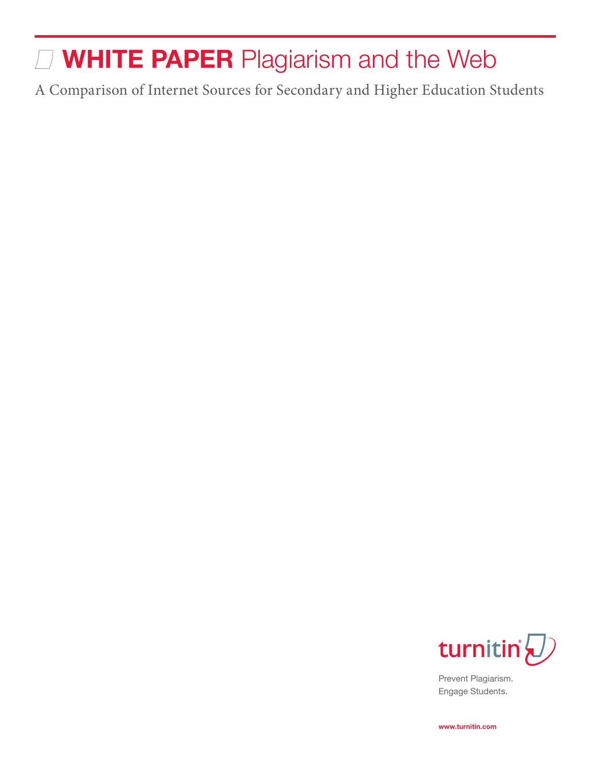# WHITE PAPER Plagiarism and the Web

A Comparison of Internet Sources for Secondary and Higher Education Students

turnitin

Prevent Plagiarism.
Engage Students.

www.turnitin.com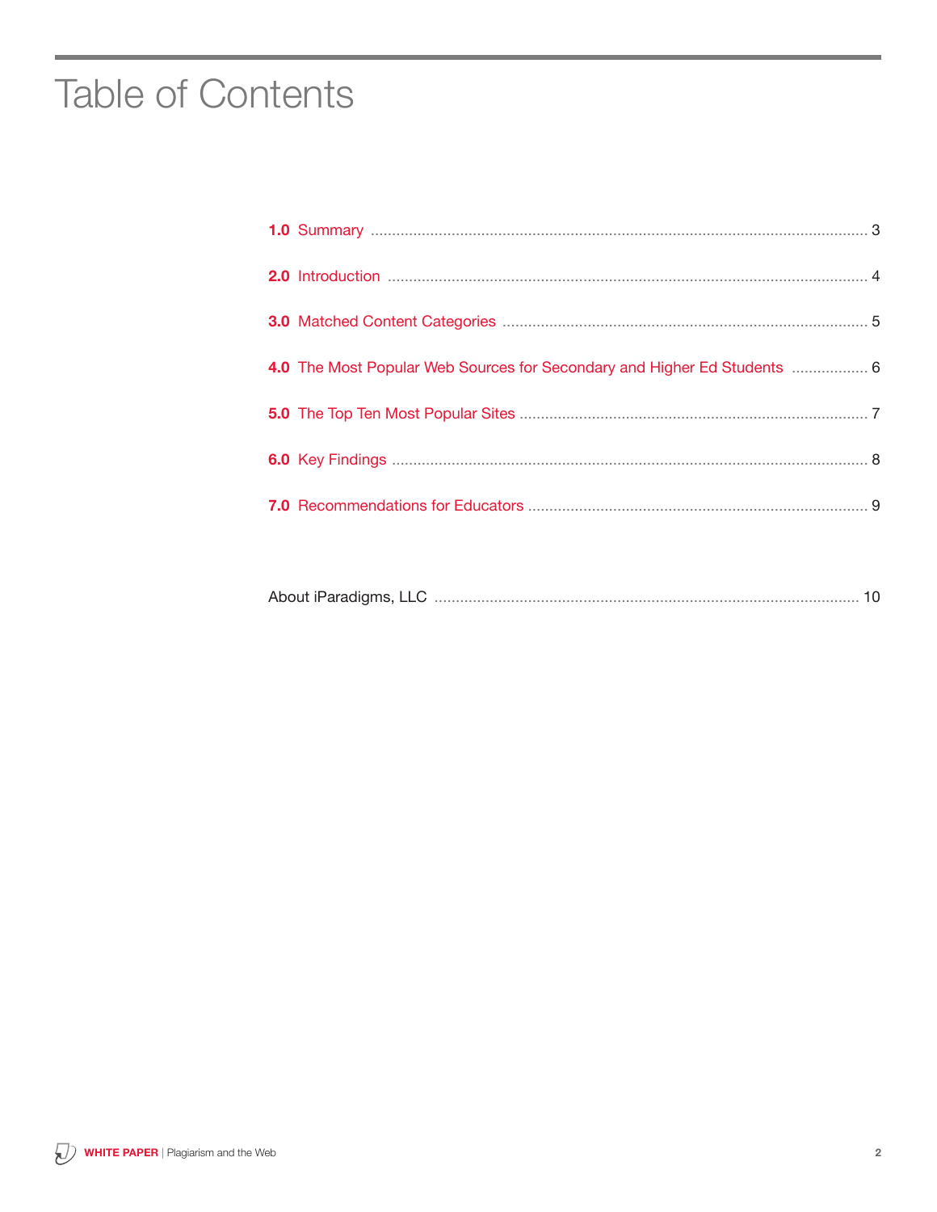# Table of Contents

**1.0** Summary ........................................................................................................ 3

**2.0** Introduction ................................................................................................... 4

**3.0** Matched Content Categories ........................................................................ 5

**4.0** The Most Popular Web Sources for Secondary and Higher Ed Students .................. 6

**5.0** The Top Ten Most Popular Sites ..................................................................... 7

**6.0** Key Findings ................................................................................................. 8

**7.0** Recommendations for Educators ................................................................... 9

About iParadigms, LLC ........................................................................................ 10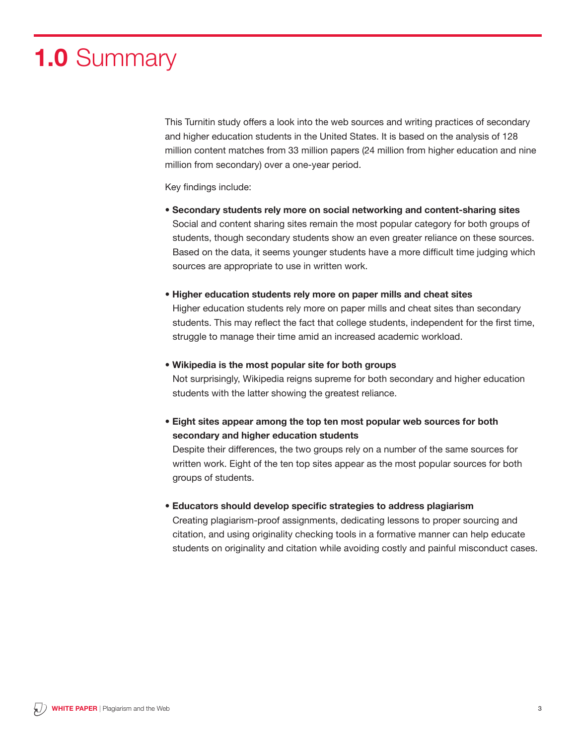# 1.0 Summary

This Turnitin study offers a look into the web sources and writing practices of secondary and higher education students in the United States. It is based on the analysis of 128 million content matches from 33 million papers (24 million from higher education and nine million from secondary) over a one-year period.

Key findings include:

- **Secondary students rely more on social networking and content-sharing sites**
  Social and content sharing sites remain the most popular category for both groups of students, though secondary students show an even greater reliance on these sources. Based on the data, it seems younger students have a more difficult time judging which sources are appropriate to use in written work.

- **Higher education students rely more on paper mills and cheat sites**
  Higher education students rely more on paper mills and cheat sites than secondary students. This may reflect the fact that college students, independent for the first time, struggle to manage their time amid an increased academic workload.

- **Wikipedia is the most popular site for both groups**
  Not surprisingly, Wikipedia reigns supreme for both secondary and higher education students with the latter showing the greatest reliance.

- **Eight sites appear among the top ten most popular web sources for both secondary and higher education students**
  Despite their differences, the two groups rely on a number of the same sources for written work. Eight of the ten top sites appear as the most popular sources for both groups of students.

- **Educators should develop specific strategies to address plagiarism**
  Creating plagiarism-proof assignments, dedicating lessons to proper sourcing and citation, and using originality checking tools in a formative manner can help educate students on originality and citation while avoiding costly and painful misconduct cases.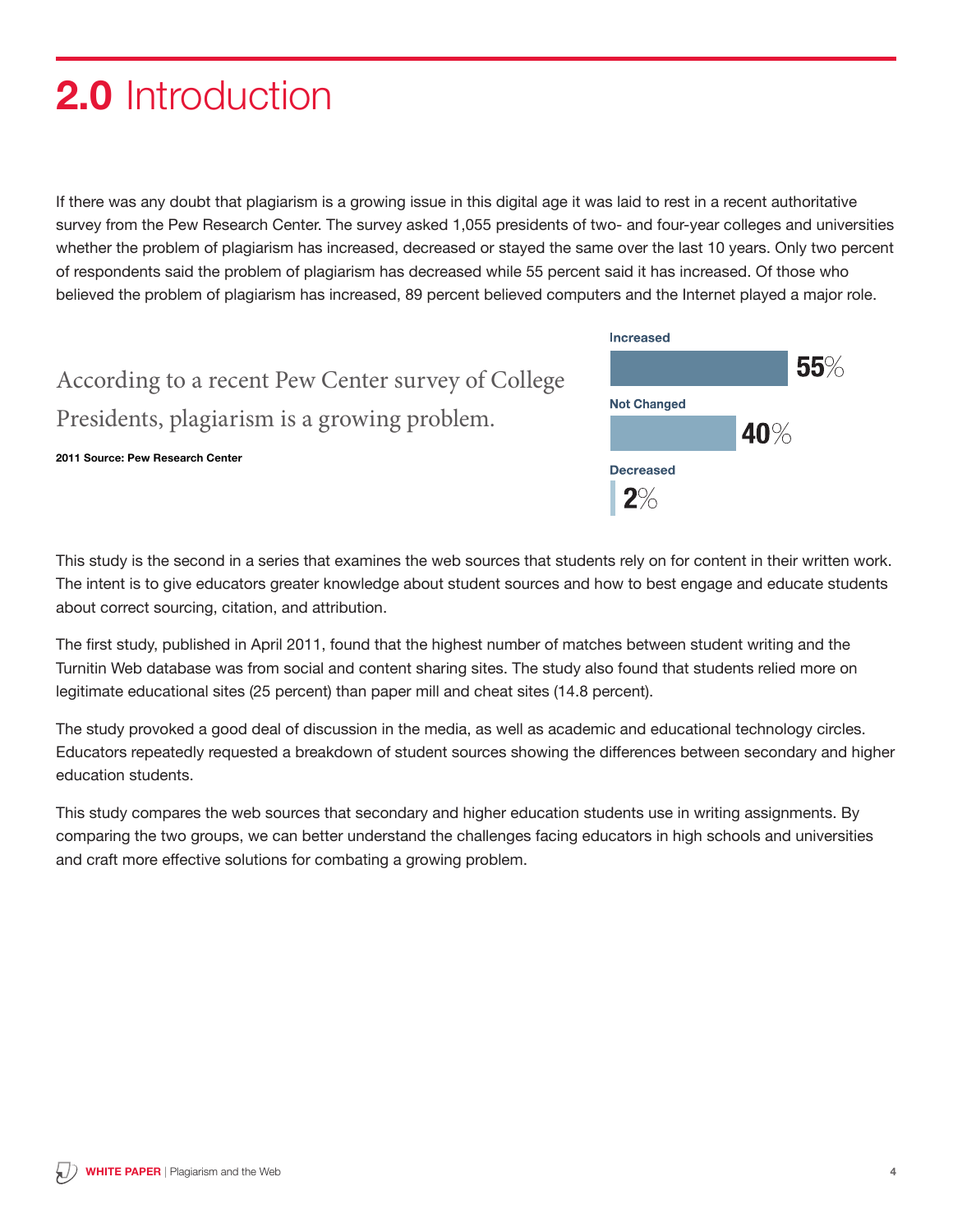# 2.0 Introduction

If there was any doubt that plagiarism is a growing issue in this digital age it was laid to rest in a recent authoritative survey from the Pew Research Center. The survey asked 1,055 presidents of two- and four-year colleges and universities whether the problem of plagiarism has increased, decreased or stayed the same over the last 10 years. Only two percent of respondents said the problem of plagiarism has decreased while 55 percent said it has increased. Of those who believed the problem of plagiarism has increased, 89 percent believed computers and the Internet played a major role.

According to a recent Pew Center survey of College Presidents, plagiarism is a growing problem.

**2011 Source: Pew Research Center**

| | |
|---|---|
| Increased | 55% |
| Not Changed | 40% |
| Decreased | 2% |

This study is the second in a series that examines the web sources that students rely on for content in their written work. The intent is to give educators greater knowledge about student sources and how to best engage and educate students about correct sourcing, citation, and attribution.

The first study, published in April 2011, found that the highest number of matches between student writing and the Turnitin Web database was from social and content sharing sites. The study also found that students relied more on legitimate educational sites (25 percent) than paper mill and cheat sites (14.8 percent).

The study provoked a good deal of discussion in the media, as well as academic and educational technology circles. Educators repeatedly requested a breakdown of student sources showing the differences between secondary and higher education students.

This study compares the web sources that secondary and higher education students use in writing assignments. By comparing the two groups, we can better understand the challenges facing educators in high schools and universities and craft more effective solutions for combating a growing problem.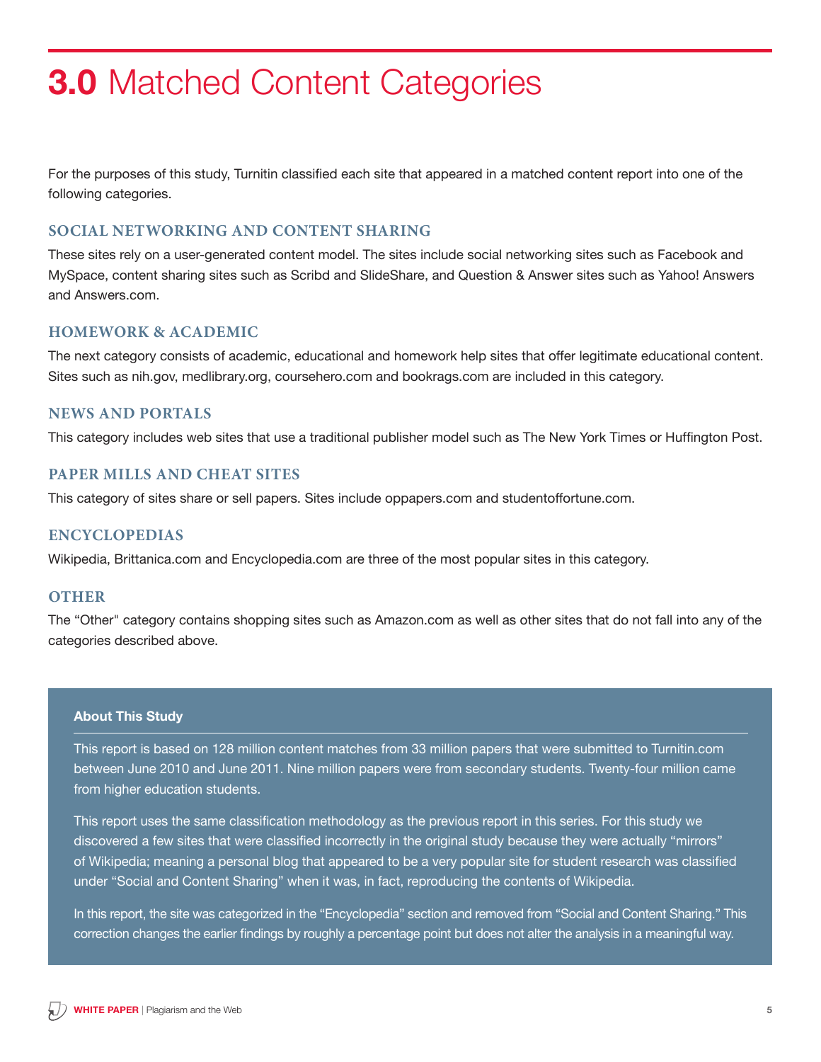# 3.0 Matched Content Categories

For the purposes of this study, Turnitin classified each site that appeared in a matched content report into one of the following categories.

### SOCIAL NETWORKING AND CONTENT SHARING

These sites rely on a user-generated content model. The sites include social networking sites such as Facebook and MySpace, content sharing sites such as Scribd and SlideShare, and Question & Answer sites such as Yahoo! Answers and Answers.com.

### HOMEWORK & ACADEMIC

The next category consists of academic, educational and homework help sites that offer legitimate educational content. Sites such as nih.gov, medlibrary.org, coursehero.com and bookrags.com are included in this category.

### NEWS AND PORTALS

This category includes web sites that use a traditional publisher model such as The New York Times or Huffington Post.

### PAPER MILLS AND CHEAT SITES

This category of sites share or sell papers. Sites include oppapers.com and studentoffortune.com.

### ENCYCLOPEDIAS

Wikipedia, Brittanica.com and Encyclopedia.com are three of the most popular sites in this category.

### OTHER

The "Other" category contains shopping sites such as Amazon.com as well as other sites that do not fall into any of the categories described above.

**About This Study**

This report is based on 128 million content matches from 33 million papers that were submitted to Turnitin.com between June 2010 and June 2011. Nine million papers were from secondary students. Twenty-four million came from higher education students.

This report uses the same classification methodology as the previous report in this series. For this study we discovered a few sites that were classified incorrectly in the original study because they were actually "mirrors" of Wikipedia; meaning a personal blog that appeared to be a very popular site for student research was classified under "Social and Content Sharing" when it was, in fact, reproducing the contents of Wikipedia.

In this report, the site was categorized in the "Encyclopedia" section and removed from "Social and Content Sharing." This correction changes the earlier findings by roughly a percentage point but does not alter the analysis in a meaningful way.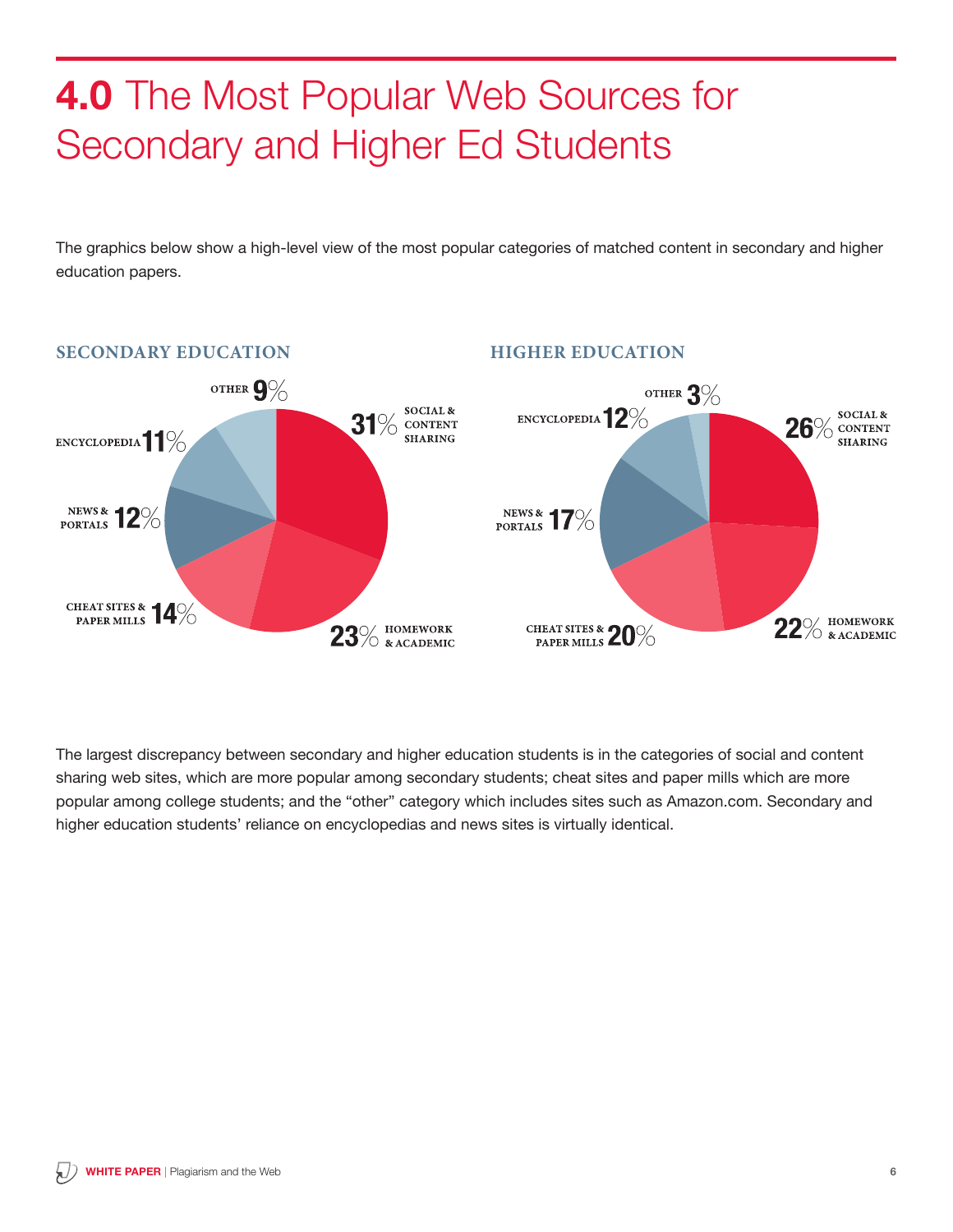# **4.0** The Most Popular Web Sources for Secondary and Higher Ed Students

The graphics below show a high-level view of the most popular categories of matched content in secondary and higher education papers.

**SECONDARY EDUCATION**

| Category | Percentage |
|---|---|
| Social & Content Sharing | 31% |
| Homework & Academic | 23% |
| Cheat Sites & Paper Mills | 14% |
| News & Portals | 12% |
| Encyclopedia | 11% |
| Other | 9% |

**HIGHER EDUCATION**

| Category | Percentage |
|---|---|
| Social & Content Sharing | 26% |
| Homework & Academic | 22% |
| Cheat Sites & Paper Mills | 20% |
| News & Portals | 17% |
| Encyclopedia | 12% |
| Other | 3% |

The largest discrepancy between secondary and higher education students is in the categories of social and content sharing web sites, which are more popular among secondary students; cheat sites and paper mills which are more popular among college students; and the "other" category which includes sites such as Amazon.com. Secondary and higher education students' reliance on encyclopedias and news sites is virtually identical.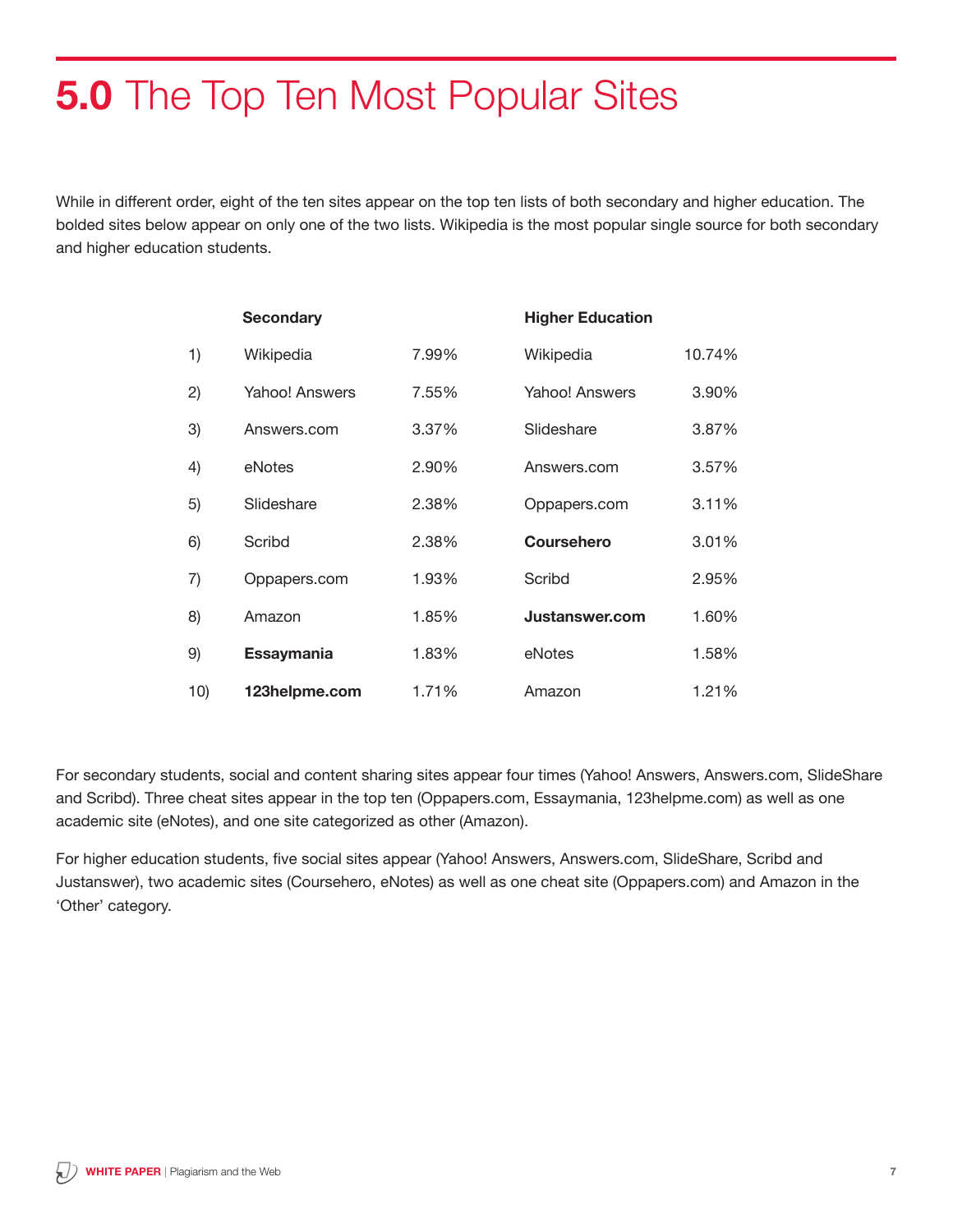# **5.0** The Top Ten Most Popular Sites

While in different order, eight of the ten sites appear on the top ten lists of both secondary and higher education. The bolded sites below appear on only one of the two lists. Wikipedia is the most popular single source for both secondary and higher education students.

| | Secondary | | Higher Education | |
|---|---|---|---|---|
| 1) | Wikipedia | 7.99% | Wikipedia | 10.74% |
| 2) | Yahoo! Answers | 7.55% | Yahoo! Answers | 3.90% |
| 3) | Answers.com | 3.37% | Slideshare | 3.87% |
| 4) | eNotes | 2.90% | Answers.com | 3.57% |
| 5) | Slideshare | 2.38% | Oppapers.com | 3.11% |
| 6) | Scribd | 2.38% | **Coursehero** | 3.01% |
| 7) | Oppapers.com | 1.93% | Scribd | 2.95% |
| 8) | Amazon | 1.85% | **Justanswer.com** | 1.60% |
| 9) | **Essaymania** | 1.83% | eNotes | 1.58% |
| 10) | **123helpme.com** | 1.71% | Amazon | 1.21% |

For secondary students, social and content sharing sites appear four times (Yahoo! Answers, Answers.com, SlideShare and Scribd). Three cheat sites appear in the top ten (Oppapers.com, Essaymania, 123helpme.com) as well as one academic site (eNotes), and one site categorized as other (Amazon).

For higher education students, five social sites appear (Yahoo! Answers, Answers.com, SlideShare, Scribd and Justanswer), two academic sites (Coursehero, eNotes) as well as one cheat site (Oppapers.com) and Amazon in the 'Other' category.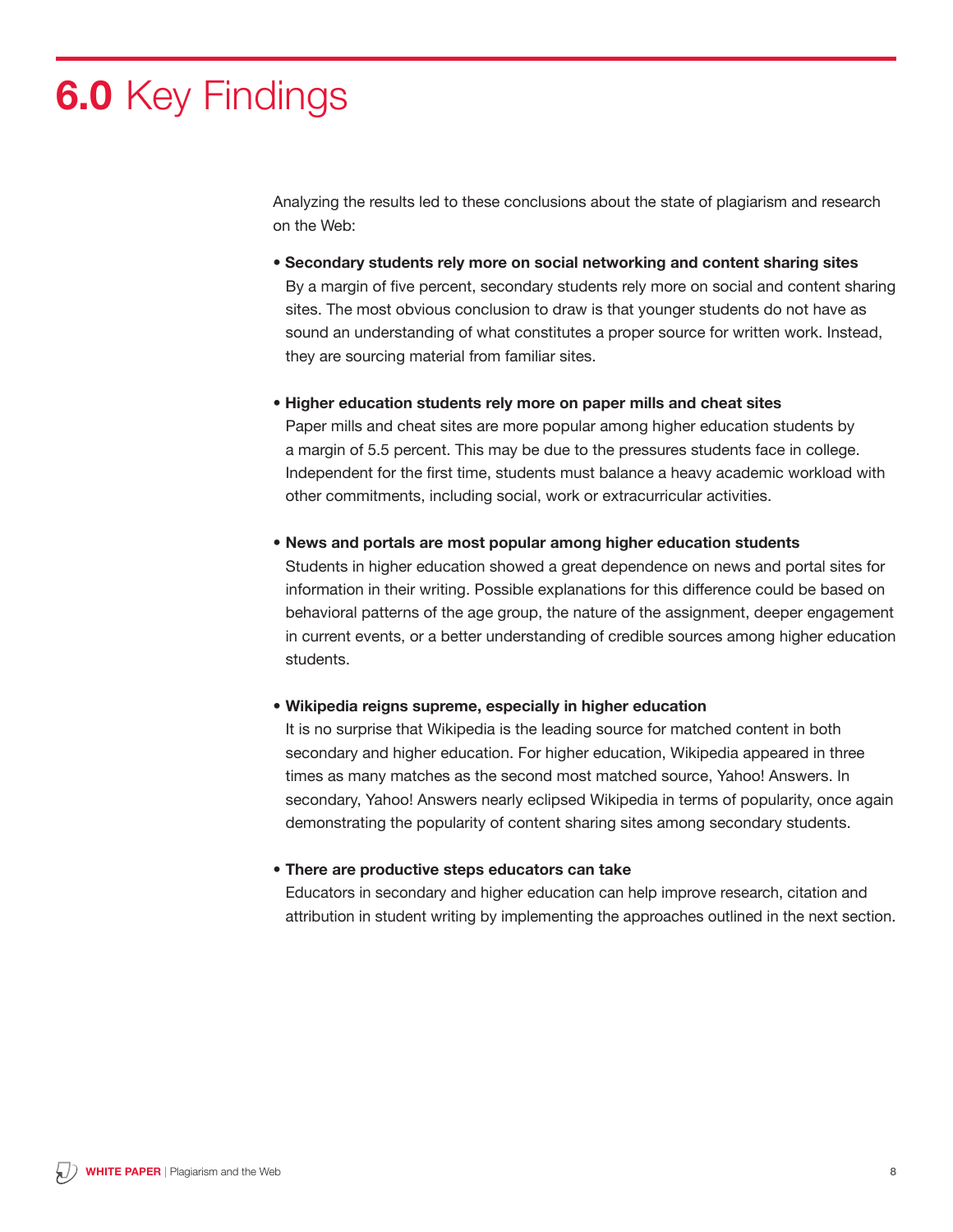# 6.0 Key Findings

Analyzing the results led to these conclusions about the state of plagiarism and research on the Web:

- **Secondary students rely more on social networking and content sharing sites**
  By a margin of five percent, secondary students rely more on social and content sharing sites. The most obvious conclusion to draw is that younger students do not have as sound an understanding of what constitutes a proper source for written work. Instead, they are sourcing material from familiar sites.

- **Higher education students rely more on paper mills and cheat sites**
  Paper mills and cheat sites are more popular among higher education students by a margin of 5.5 percent. This may be due to the pressures students face in college. Independent for the first time, students must balance a heavy academic workload with other commitments, including social, work or extracurricular activities.

- **News and portals are most popular among higher education students**
  Students in higher education showed a great dependence on news and portal sites for information in their writing. Possible explanations for this difference could be based on behavioral patterns of the age group, the nature of the assignment, deeper engagement in current events, or a better understanding of credible sources among higher education students.

- **Wikipedia reigns supreme, especially in higher education**
  It is no surprise that Wikipedia is the leading source for matched content in both secondary and higher education. For higher education, Wikipedia appeared in three times as many matches as the second most matched source, Yahoo! Answers. In secondary, Yahoo! Answers nearly eclipsed Wikipedia in terms of popularity, once again demonstrating the popularity of content sharing sites among secondary students.

- **There are productive steps educators can take**
  Educators in secondary and higher education can help improve research, citation and attribution in student writing by implementing the approaches outlined in the next section.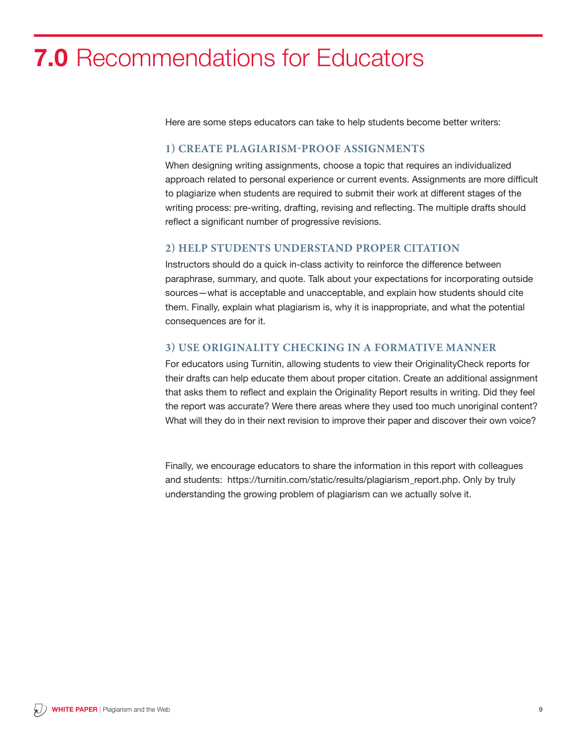# 7.0 Recommendations for Educators

Here are some steps educators can take to help students become better writers:

### 1) CREATE PLAGIARISM-PROOF ASSIGNMENTS

When designing writing assignments, choose a topic that requires an individualized approach related to personal experience or current events. Assignments are more difficult to plagiarize when students are required to submit their work at different stages of the writing process: pre-writing, drafting, revising and reflecting. The multiple drafts should reflect a significant number of progressive revisions.

### 2) HELP STUDENTS UNDERSTAND PROPER CITATION

Instructors should do a quick in-class activity to reinforce the difference between paraphrase, summary, and quote. Talk about your expectations for incorporating outside sources—what is acceptable and unacceptable, and explain how students should cite them. Finally, explain what plagiarism is, why it is inappropriate, and what the potential consequences are for it.

### 3) USE ORIGINALITY CHECKING IN A FORMATIVE MANNER

For educators using Turnitin, allowing students to view their OriginalityCheck reports for their drafts can help educate them about proper citation. Create an additional assignment that asks them to reflect and explain the Originality Report results in writing. Did they feel the report was accurate? Were there areas where they used too much unoriginal content? What will they do in their next revision to improve their paper and discover their own voice?

Finally, we encourage educators to share the information in this report with colleagues and students: https://turnitin.com/static/results/plagiarism_report.php. Only by truly understanding the growing problem of plagiarism can we actually solve it.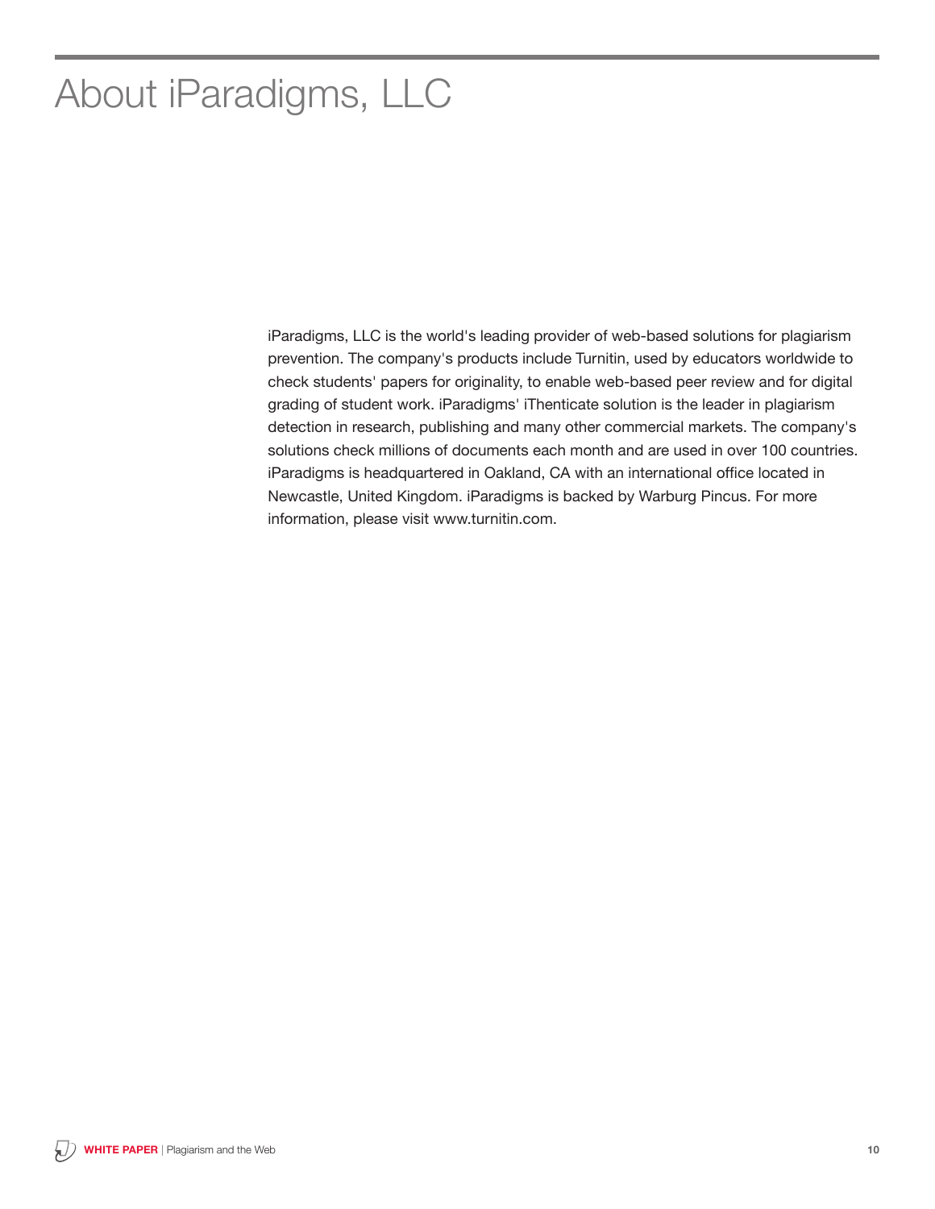# About iParadigms, LLC

iParadigms, LLC is the world's leading provider of web-based solutions for plagiarism prevention. The company's products include Turnitin, used by educators worldwide to check students' papers for originality, to enable web-based peer review and for digital grading of student work. iParadigms' iThenticate solution is the leader in plagiarism detection in research, publishing and many other commercial markets. The company's solutions check millions of documents each month and are used in over 100 countries. iParadigms is headquartered in Oakland, CA with an international office located in Newcastle, United Kingdom. iParadigms is backed by Warburg Pincus. For more information, please visit www.turnitin.com.